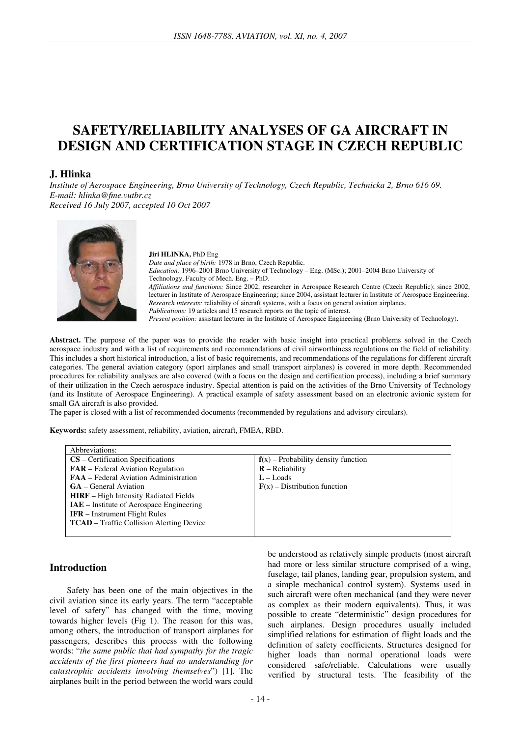// SAFETY/RELIABILITY ANALYSES OF GA AIRCRAFT IN DESIGN AND CERTIFICATION STAGE IN CZECH REPUBLIC

**J. Hlinka**

*Institute of Aerospace Engineering, Brno University of Technology, Czech Republic, Technicka 2, Brno 616 69.*
*E-mail: hlinka@fme.vutbr.cz*
*Received 16 July 2007, accepted 10 Oct 2007*

**Jiri HLINKA,** PhD Eng
*Date and place of birth:* 1978 in Brno, Czech Republic.
*Education:* 1996–2001 Brno University of Technology – Eng. (MSc.); 2001–2004 Brno University of Technology, Faculty of Mech. Eng. – PhD.
*Affiliations and functions:* Since 2002, researcher in Aerospace Research Centre (Czech Republic); since 2002, lecturer in Institute of Aerospace Engineering; since 2004, assistant lecturer in Institute of Aerospace Engineering.
*Research interests:* reliability of aircraft systems, with a focus on general aviation airplanes.
*Publications:* 19 articles and 15 research reports on the topic of interest.
*Present position:* assistant lecturer in the Institute of Aerospace Engineering (Brno University of Technology).

**Abstract.** The purpose of the paper was to provide the reader with basic insight into practical problems solved in the Czech aerospace industry and with a list of requirements and recommendations of civil airworthiness regulations on the field of reliability. This includes a short historical introduction, a list of basic requirements, and recommendations of the regulations for different aircraft categories. The general aviation category (sport airplanes and small transport airplanes) is covered in more depth. Recommended procedures for reliability analyses are also covered (with a focus on the design and certification process), including a brief summary of their utilization in the Czech aerospace industry. Special attention is paid on the activities of the Brno University of Technology (and its Institute of Aerospace Engineering). A practical example of safety assessment based on an electronic avionic system for small GA aircraft is also provided.
The paper is closed with a list of recommended documents (recommended by regulations and advisory circulars).

**Keywords:** safety assessment, reliability, aviation, aircraft, FMEA, RBD.

| Abbreviations: | |
|---|---|
| **CS** – Certification Specifications | $\mathbf{f}(x)$ – Probability density function |
| **FAR** – Federal Aviation Regulation | **R** – Reliability |
| **FAA** – Federal Aviation Administration | **L** – Loads |
| **GA** – General Aviation | $\mathbf{F}(x)$ – Distribution function |
| **HIRF** – High Intensity Radiated Fields | |
| **IAE** – Institute of Aerospace Engineering | |
| **IFR** – Instrument Flight Rules | |
| **TCAD** – Traffic Collision Alerting Device | |

## Introduction

Safety has been one of the main objectives in the civil aviation since its early years. The term "acceptable level of safety" has changed with the time, moving towards higher levels (Fig 1). The reason for this was, among others, the introduction of transport airplanes for passengers, describes this process with the following words: "*the same public that had sympathy for the tragic accidents of the first pioneers had no understanding for catastrophic accidents involving themselves*") [1]. The airplanes built in the period between the world wars could be understood as relatively simple products (most aircraft had more or less similar structure comprised of a wing, fuselage, tail planes, landing gear, propulsion system, and a simple mechanical control system). Systems used in such aircraft were often mechanical (and they were never as complex as their modern equivalents). Thus, it was possible to create "deterministic" design procedures for such airplanes. Design procedures usually included simplified relations for estimation of flight loads and the definition of safety coefficients. Structures designed for higher loads than normal operational loads were considered safe/reliable. Calculations were usually verified by structural tests. The feasibility of the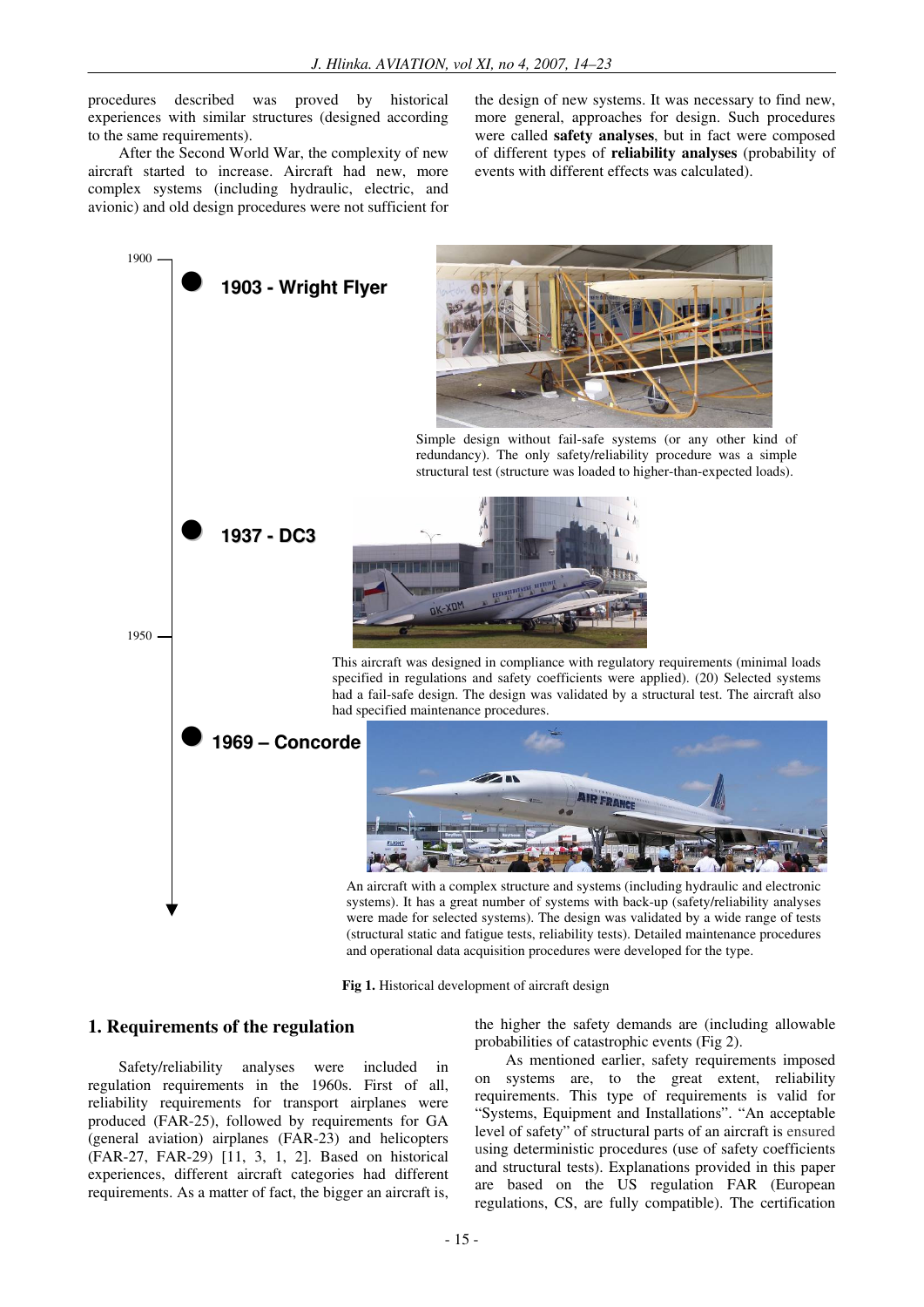procedures described was proved by historical experiences with similar structures (designed according to the same requirements).

After the Second World War, the complexity of new aircraft started to increase. Aircraft had new, more complex systems (including hydraulic, electric, and avionic) and old design procedures were not sufficient for the design of new systems. It was necessary to find new, more general, approaches for design. Such procedures were called **safety analyses**, but in fact were composed of different types of **reliability analyses** (probability of events with different effects was calculated).

1900

**1903 - Wright Flyer**

Simple design without fail-safe systems (or any other kind of redundancy). The only safety/reliability procedure was a simple structural test (structure was loaded to higher-than-expected loads).

**1937 - DC3**

1950

This aircraft was designed in compliance with regulatory requirements (minimal loads specified in regulations and safety coefficients were applied). (20) Selected systems had a fail-safe design. The design was validated by a structural test. The aircraft also had specified maintenance procedures.

**1969 – Concorde**

An aircraft with a complex structure and systems (including hydraulic and electronic systems). It has a great number of systems with back-up (safety/reliability analyses were made for selected systems). The design was validated by a wide range of tests (structural static and fatigue tests, reliability tests). Detailed maintenance procedures and operational data acquisition procedures were developed for the type.

**Fig 1.** Historical development of aircraft design

## 1. Requirements of the regulation

Safety/reliability analyses were included in regulation requirements in the 1960s. First of all, reliability requirements for transport airplanes were produced (FAR-25), followed by requirements for GA (general aviation) airplanes (FAR-23) and helicopters (FAR-27, FAR-29) [11, 3, 1, 2]. Based on historical experiences, different aircraft categories had different requirements. As a matter of fact, the bigger an aircraft is, the higher the safety demands are (including allowable probabilities of catastrophic events (Fig 2).

As mentioned earlier, safety requirements imposed on systems are, to the great extent, reliability requirements. This type of requirements is valid for "Systems, Equipment and Installations". "An acceptable level of safety" of structural parts of an aircraft is ensured using deterministic procedures (use of safety coefficients and structural tests). Explanations provided in this paper are based on the US regulation FAR (European regulations, CS, are fully compatible). The certification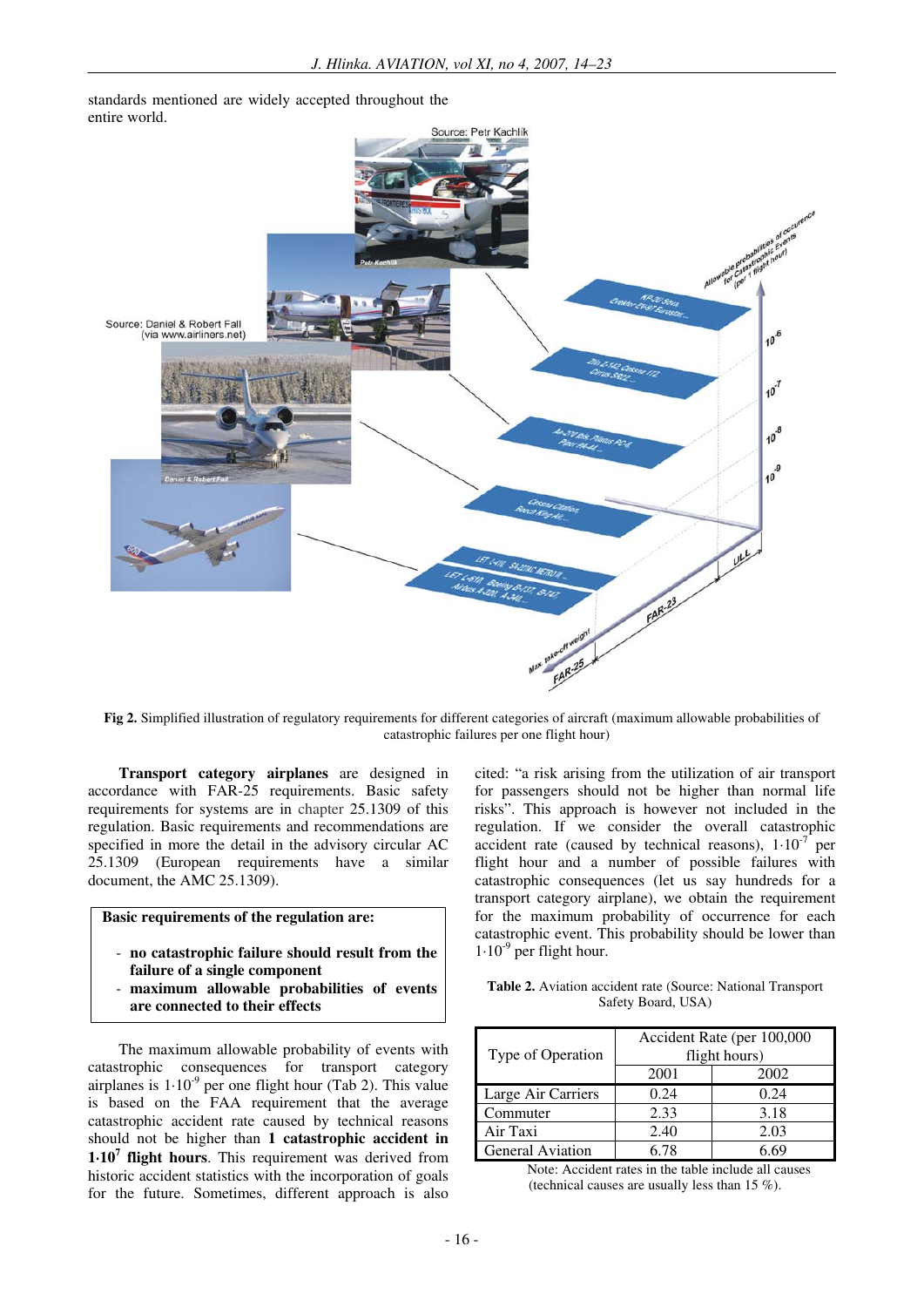standards mentioned are widely accepted throughout the entire world.

**Fig 2.** Simplified illustration of regulatory requirements for different categories of aircraft (maximum allowable probabilities of catastrophic failures per one flight hour)

**Transport category airplanes** are designed in accordance with FAR-25 requirements. Basic safety requirements for systems are in chapter 25.1309 of this regulation. Basic requirements and recommendations are specified in more the detail in the advisory circular AC 25.1309 (European requirements have a similar document, the AMC 25.1309).

> **Basic requirements of the regulation are:**
>
> - **no catastrophic failure should result from the failure of a single component**
> - **maximum allowable probabilities of events are connected to their effects**

The maximum allowable probability of events with catastrophic consequences for transport category airplanes is $1 \cdot 10^{-9}$ per one flight hour (Tab 2). This value is based on the FAA requirement that the average catastrophic accident rate caused by technical reasons should not be higher than **1 catastrophic accident in $1 \cdot 10^{7}$ flight hours**. This requirement was derived from historic accident statistics with the incorporation of goals for the future. Sometimes, different approach is also cited: "a risk arising from the utilization of air transport for passengers should not be higher than normal life risks". This approach is however not included in the regulation. If we consider the overall catastrophic accident rate (caused by technical reasons), $1 \cdot 10^{-7}$ per flight hour and a number of possible failures with catastrophic consequences (let us say hundreds for a transport category airplane), we obtain the requirement for the maximum probability of occurrence for each catastrophic event. This probability should be lower than $1 \cdot 10^{-9}$ per flight hour.

**Table 2.** Aviation accident rate (Source: National Transport Safety Board, USA)

| Type of Operation | Accident Rate (per 100,000 flight hours) | |
|---|---|---|
| | 2001 | 2002 |
| Large Air Carriers | 0.24 | 0.24 |
| Commuter | 2.33 | 3.18 |
| Air Taxi | 2.40 | 2.03 |
| General Aviation | 6.78 | 6.69 |

Note: Accident rates in the table include all causes (technical causes are usually less than 15 %).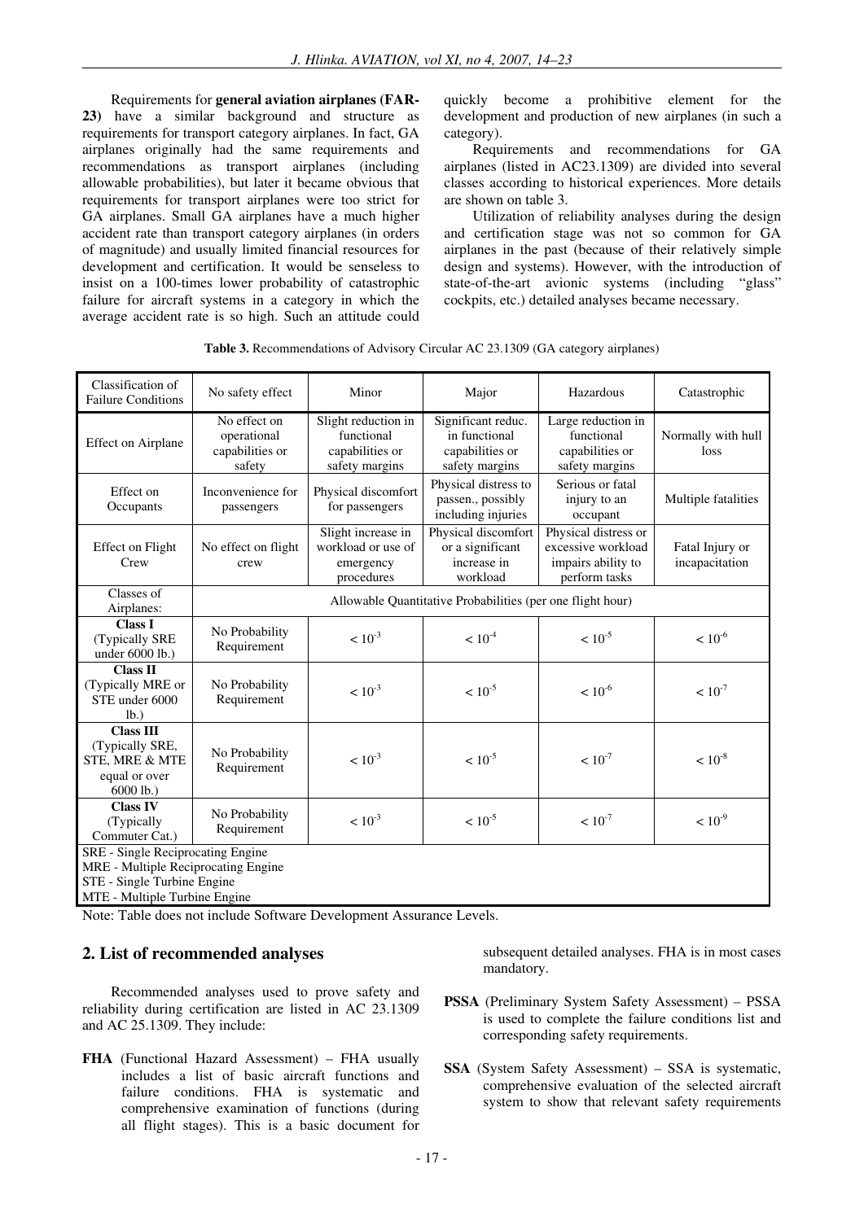Requirements for **general aviation airplanes (FAR-23)** have a similar background and structure as requirements for transport category airplanes. In fact, GA airplanes originally had the same requirements and recommendations as transport airplanes (including allowable probabilities), but later it became obvious that requirements for transport airplanes were too strict for GA airplanes. Small GA airplanes have a much higher accident rate than transport category airplanes (in orders of magnitude) and usually limited financial resources for development and certification. It would be senseless to insist on a 100-times lower probability of catastrophic failure for aircraft systems in a category in which the average accident rate is so high. Such an attitude could quickly become a prohibitive element for the development and production of new airplanes (in such a category).

Requirements and recommendations for GA airplanes (listed in AC23.1309) are divided into several classes according to historical experiences. More details are shown on table 3.

Utilization of reliability analyses during the design and certification stage was not so common for GA airplanes in the past (because of their relatively simple design and systems). However, with the introduction of state-of-the-art avionic systems (including "glass" cockpits, etc.) detailed analyses became necessary.

**Table 3.** Recommendations of Advisory Circular AC 23.1309 (GA category airplanes)

| Classification of Failure Conditions | No safety effect | Minor | Major | Hazardous | Catastrophic |
|---|---|---|---|---|---|
| Effect on Airplane | No effect on operational capabilities or safety | Slight reduction in functional capabilities or safety margins | Significant reduc. in functional capabilities or safety margins | Large reduction in functional capabilities or safety margins | Normally with hull loss |
| Effect on Occupants | Inconvenience for passengers | Physical discomfort for passengers | Physical distress to passen., possibly including injuries | Serious or fatal injury to an occupant | Multiple fatalities |
| Effect on Flight Crew | No effect on flight crew | Slight increase in workload or use of emergency procedures | Physical discomfort or a significant increase in workload | Physical distress or excessive workload impairs ability to perform tasks | Fatal Injury or incapacitation |
| Classes of Airplanes: | Allowable Quantitative Probabilities (per one flight hour) | | | | |
| **Class I** (Typically SRE under 6000 lb.) | No Probability Requirement | $< 10^{-3}$ | $< 10^{-4}$ | $< 10^{-5}$ | $< 10^{-6}$ |
| **Class II** (Typically MRE or STE under 6000 lb.) | No Probability Requirement | $< 10^{-3}$ | $< 10^{-5}$ | $< 10^{-6}$ | $< 10^{-7}$ |
| **Class III** (Typically SRE, STE, MRE & MTE equal or over 6000 lb.) | No Probability Requirement | $< 10^{-3}$ | $< 10^{-5}$ | $< 10^{-7}$ | $< 10^{-8}$ |
| **Class IV** (Typically Commuter Cat.) | No Probability Requirement | $< 10^{-3}$ | $< 10^{-5}$ | $< 10^{-7}$ | $< 10^{-9}$ |

SRE - Single Reciprocating Engine
MRE - Multiple Reciprocating Engine
STE - Single Turbine Engine
MTE - Multiple Turbine Engine

Note: Table does not include Software Development Assurance Levels.

## 2. List of recommended analyses

Recommended analyses used to prove safety and reliability during certification are listed in AC 23.1309 and AC 25.1309. They include:

**FHA** (Functional Hazard Assessment) – FHA usually includes a list of basic aircraft functions and failure conditions. FHA is systematic and comprehensive examination of functions (during all flight stages). This is a basic document for subsequent detailed analyses. FHA is in most cases mandatory.

**PSSA** (Preliminary System Safety Assessment) – PSSA is used to complete the failure conditions list and corresponding safety requirements.

**SSA** (System Safety Assessment) – SSA is systematic, comprehensive evaluation of the selected aircraft system to show that relevant safety requirements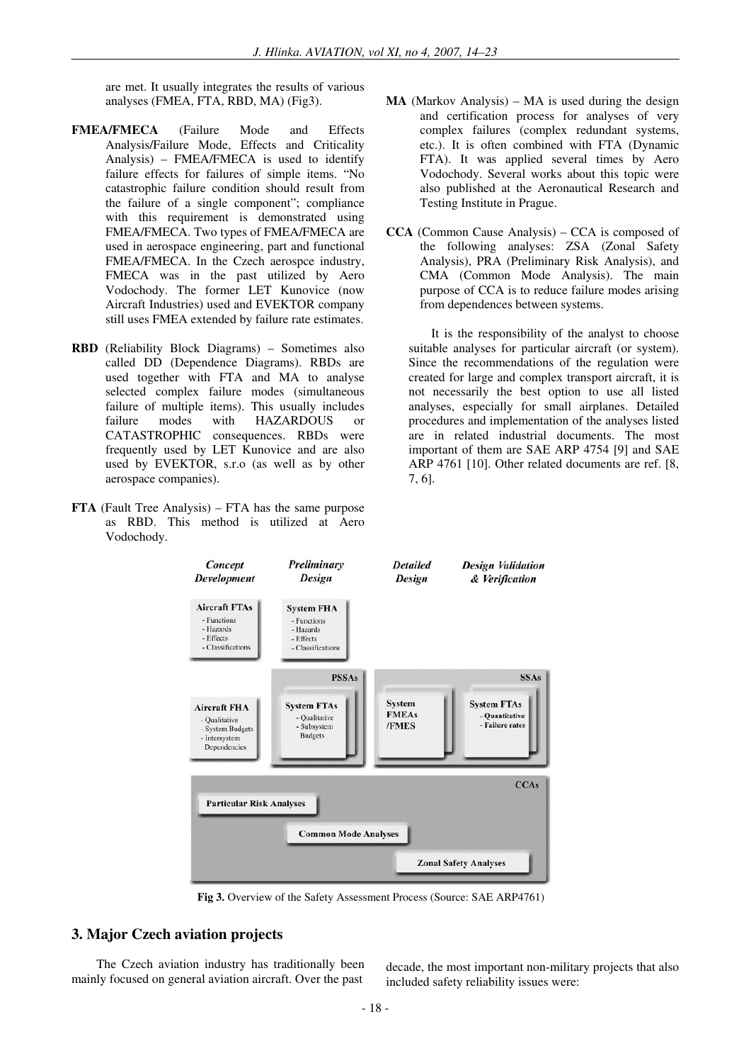are met. It usually integrates the results of various analyses (FMEA, FTA, RBD, MA) (Fig3).

**FMEA/FMECA** (Failure Mode and Effects Analysis/Failure Mode, Effects and Criticality Analysis) – FMEA/FMECA is used to identify failure effects for failures of simple items. "No catastrophic failure condition should result from the failure of a single component"; compliance with this requirement is demonstrated using FMEA/FMECA. Two types of FMEA/FMECA are used in aerospace engineering, part and functional FMEA/FMECA. In the Czech aerospce industry, FMECA was in the past utilized by Aero Vodochody. The former LET Kunovice (now Aircraft Industries) used and EVEKTOR company still uses FMEA extended by failure rate estimates.

**RBD** (Reliability Block Diagrams) – Sometimes also called DD (Dependence Diagrams). RBDs are used together with FTA and MA to analyse selected complex failure modes (simultaneous failure of multiple items). This usually includes failure modes with HAZARDOUS or CATASTROPHIC consequences. RBDs were frequently used by LET Kunovice and are also used by EVEKTOR, s.r.o (as well as by other aerospace companies).

**FTA** (Fault Tree Analysis) – FTA has the same purpose as RBD. This method is utilized at Aero Vodochody.

**MA** (Markov Analysis) – MA is used during the design and certification process for analyses of very complex failures (complex redundant systems, etc.). It is often combined with FTA (Dynamic FTA). It was applied several times by Aero Vodochody. Several works about this topic were also published at the Aeronautical Research and Testing Institute in Prague.

**CCA** (Common Cause Analysis) – CCA is composed of the following analyses: ZSA (Zonal Safety Analysis), PRA (Preliminary Risk Analysis), and CMA (Common Mode Analysis). The main purpose of CCA is to reduce failure modes arising from dependences between systems.

It is the responsibility of the analyst to choose suitable analyses for particular aircraft (or system). Since the recommendations of the regulation were created for large and complex transport aircraft, it is not necessarily the best option to use all listed analyses, especially for small airplanes. Detailed procedures and implementation of the analyses listed are in related industrial documents. The most important of them are SAE ARP 4754 [9] and SAE ARP 4761 [10]. Other related documents are ref. [8, 7, 6].

**Fig 3.** Overview of the Safety Assessment Process (Source: SAE ARP4761)

## 3. Major Czech aviation projects

The Czech aviation industry has traditionally been mainly focused on general aviation aircraft. Over the past decade, the most important non-military projects that also included safety reliability issues were: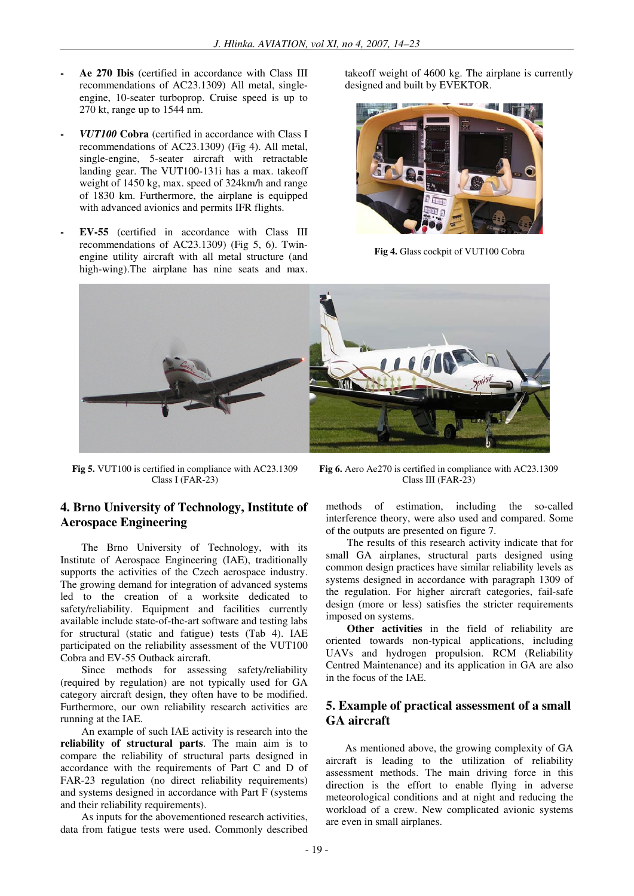- **Ae 270 Ibis** (certified in accordance with Class III recommendations of AC23.1309) All metal, single-engine, 10-seater turboprop. Cruise speed is up to 270 kt, range up to 1544 nm.

- ***VUT100* Cobra** (certified in accordance with Class I recommendations of AC23.1309) (Fig 4). All metal, single-engine, 5-seater aircraft with retractable landing gear. The VUT100-131i has a max. takeoff weight of 1450 kg, max. speed of 324km/h and range of 1830 km. Furthermore, the airplane is equipped with advanced avionics and permits IFR flights.

- **EV-55** (certified in accordance with Class III recommendations of AC23.1309) (Fig 5, 6). Twin-engine utility aircraft with all metal structure (and high-wing).The airplane has nine seats and max. takeoff weight of 4600 kg. The airplane is currently designed and built by EVEKTOR.

**Fig 4.** Glass cockpit of VUT100 Cobra

**Fig 5.** VUT100 is certified in compliance with AC23.1309 Class I (FAR-23)

**Fig 6.** Aero Ae270 is certified in compliance with AC23.1309 Class III (FAR-23)

## 4. Brno University of Technology, Institute of Aerospace Engineering

The Brno University of Technology, with its Institute of Aerospace Engineering (IAE), traditionally supports the activities of the Czech aerospace industry. The growing demand for integration of advanced systems led to the creation of a worksite dedicated to safety/reliability. Equipment and facilities currently available include state-of-the-art software and testing labs for structural (static and fatigue) tests (Tab 4). IAE participated on the reliability assessment of the VUT100 Cobra and EV-55 Outback aircraft.

Since methods for assessing safety/reliability (required by regulation) are not typically used for GA category aircraft design, they often have to be modified. Furthermore, our own reliability research activities are running at the IAE.

An example of such IAE activity is research into the **reliability of structural parts**. The main aim is to compare the reliability of structural parts designed in accordance with the requirements of Part C and D of FAR-23 regulation (no direct reliability requirements) and systems designed in accordance with Part F (systems and their reliability requirements).

As inputs for the abovementioned research activities, data from fatigue tests were used. Commonly described methods of estimation, including the so-called interference theory, were also used and compared. Some of the outputs are presented on figure 7.

The results of this research activity indicate that for small GA airplanes, structural parts designed using common design practices have similar reliability levels as systems designed in accordance with paragraph 1309 of the regulation. For higher aircraft categories, fail-safe design (more or less) satisfies the stricter requirements imposed on systems.

**Other activities** in the field of reliability are oriented towards non-typical applications, including UAVs and hydrogen propulsion. RCM (Reliability Centred Maintenance) and its application in GA are also in the focus of the IAE.

## 5. Example of practical assessment of a small GA aircraft

As mentioned above, the growing complexity of GA aircraft is leading to the utilization of reliability assessment methods. The main driving force in this direction is the effort to enable flying in adverse meteorological conditions and at night and reducing the workload of a crew. New complicated avionic systems are even in small airplanes.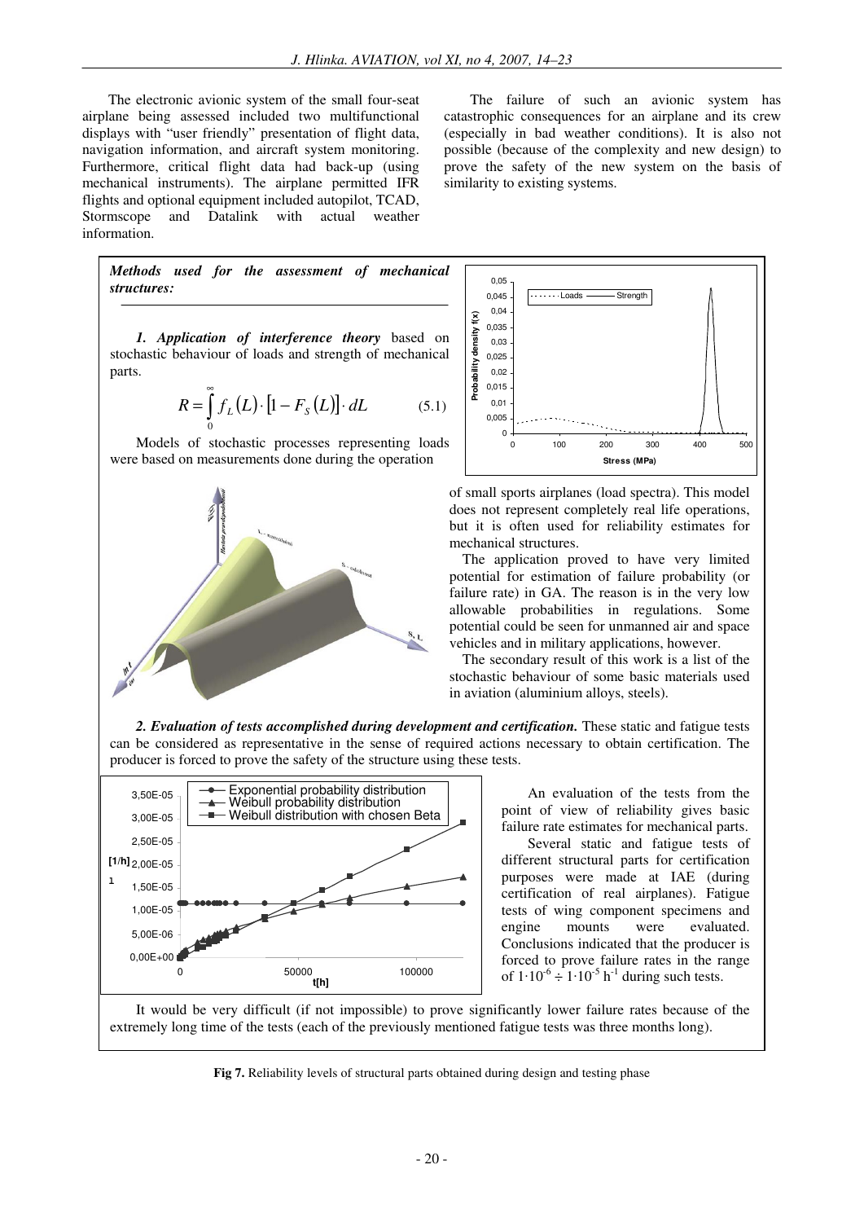The electronic avionic system of the small four-seat airplane being assessed included two multifunctional displays with "user friendly" presentation of flight data, navigation information, and aircraft system monitoring. Furthermore, critical flight data had back-up (using mechanical instruments). The airplane permitted IFR flights and optional equipment included autopilot, TCAD, Stormscope and Datalink with actual weather information.

The failure of such an avionic system has catastrophic consequences for an airplane and its crew (especially in bad weather conditions). It is also not possible (because of the complexity and new design) to prove the safety of the new system on the basis of similarity to existing systems.

***Methods used for the assessment of mechanical structures:***

***1. Application of interference theory*** based on stochastic behaviour of loads and strength of mechanical parts.

$$R = \int_{0}^{\infty} f_L(L) \cdot [1 - F_S(L)] \cdot dL \qquad (5.1)$$

Models of stochastic processes representing loads were based on measurements done during the operation of small sports airplanes (load spectra). This model does not represent completely real life operations, but it is often used for reliability estimates for mechanical structures.

The application proved to have very limited potential for estimation of failure probability (or failure rate) in GA. The reason is in the very low allowable probabilities in regulations. Some potential could be seen for unmanned air and space vehicles and in military applications, however.

The secondary result of this work is a list of the stochastic behaviour of some basic materials used in aviation (aluminium alloys, steels).

***2. Evaluation of tests accomplished during development and certification.*** These static and fatigue tests can be considered as representative in the sense of required actions necessary to obtain certification. The producer is forced to prove the safety of the structure using these tests.

An evaluation of the tests from the point of view of reliability gives basic failure rate estimates for mechanical parts.

Several static and fatigue tests of different structural parts for certification purposes were made at IAE (during certification of real airplanes). Fatigue tests of wing component specimens and engine mounts were evaluated. Conclusions indicated that the producer is forced to prove failure rates in the range of $1 \cdot 10^{-6} \div 1 \cdot 10^{-5}\ h^{-1}$ during such tests.

It would be very difficult (if not impossible) to prove significantly lower failure rates because of the extremely long time of the tests (each of the previously mentioned fatigue tests was three months long).

**Fig 7.** Reliability levels of structural parts obtained during design and testing phase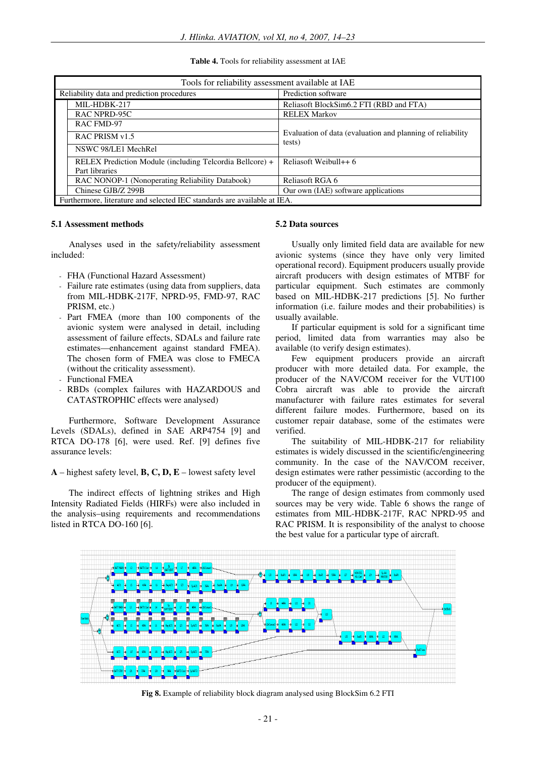**Table 4.** Tools for reliability assessment at IAE

| Tools for reliability assessment available at IAE | |
|---|---|
| **Reliability data and prediction procedures** | **Prediction software** |
| MIL-HDBK-217 | Reliasoft BlockSim6.2 FTI (RBD and FTA) |
| RAC NPRD-95C | RELEX Markov |
| RAC FMD-97 | Evaluation of data (evaluation and planning of reliability tests) |
| RAC PRISM v1.5 | |
| NSWC 98/LE1 MechRel | |
| RELEX Prediction Module (including Telcordia Bellcore) + Part libraries | Reliasoft Weibull++ 6 |
| RAC NONOP-1 (Nonoperating Reliability Databook) | Reliasoft RGA 6 |
| Chinese GJB/Z 299B | Our own (IAE) software applications |
| Furthermore, literature and selected IEC standards are available at IEA. | |

### 5.1 Assessment methods

Analyses used in the safety/reliability assessment included:

- FHA (Functional Hazard Assessment)
- Failure rate estimates (using data from suppliers, data from MIL-HDBK-217F, NPRD-95, FMD-97, RAC PRISM, etc.)
- Part FMEA (more than 100 components of the avionic system were analysed in detail, including assessment of failure effects, SDALs and failure rate estimates—enhancement against standard FMEA). The chosen form of FMEA was close to FMECA (without the criticality assessment).
- Functional FMEA
- RBDs (complex failures with HAZARDOUS and CATASTROPHIC effects were analysed)

Furthermore, Software Development Assurance Levels (SDALs), defined in SAE ARP4754 [9] and RTCA DO-178 [6], were used. Ref. [9] defines five assurance levels:

**A** – highest safety level, **B, C, D, E** – lowest safety level

The indirect effects of lightning strikes and High Intensity Radiated Fields (HIRFs) were also included in the analysis–using requirements and recommendations listed in RTCA DO-160 [6].

### 5.2 Data sources

Usually only limited field data are available for new avionic systems (since they have only very limited operational record). Equipment producers usually provide aircraft producers with design estimates of MTBF for particular equipment. Such estimates are commonly based on MIL-HDBK-217 predictions [5]. No further information (i.e. failure modes and their probabilities) is usually available.

If particular equipment is sold for a significant time period, limited data from warranties may also be available (to verify design estimates).

Few equipment producers provide an aircraft producer with more detailed data. For example, the producer of the NAV/COM receiver for the VUT100 Cobra aircraft was able to provide the aircraft manufacturer with failure rates estimates for several different failure modes. Furthermore, based on its customer repair database, some of the estimates were verified.

The suitability of MIL-HDBK-217 for reliability estimates is widely discussed in the scientific/engineering community. In the case of the NAV/COM receiver, design estimates were rather pessimistic (according to the producer of the equipment).

The range of design estimates from commonly used sources may be very wide. Table 6 shows the range of estimates from MIL-HDBK-217F, RAC NPRD-95 and RAC PRISM. It is responsibility of the analyst to choose the best value for a particular type of aircraft.

**Fig 8.** Example of reliability block diagram analysed using BlockSim 6.2 FTI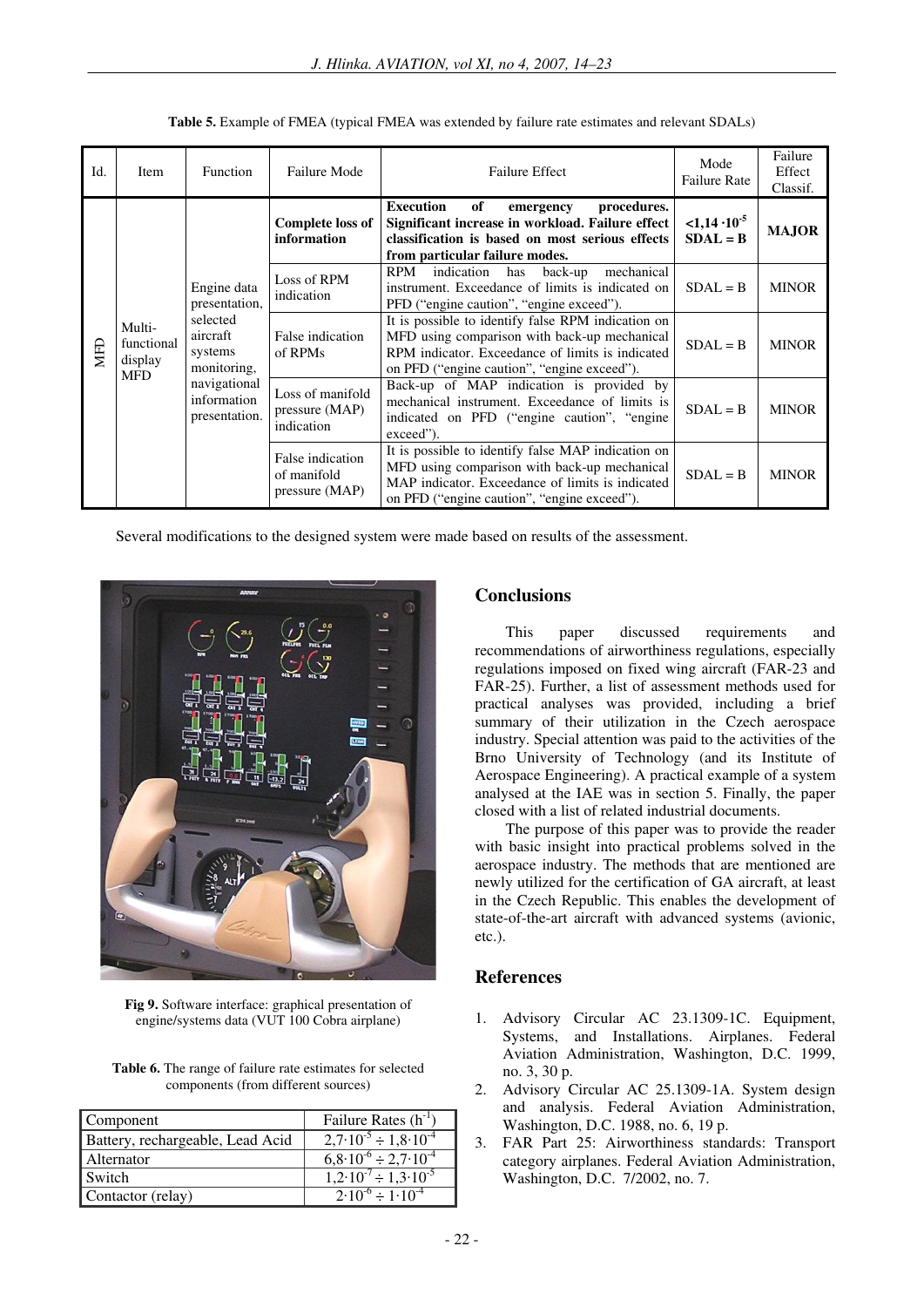**Table 5.** Example of FMEA (typical FMEA was extended by failure rate estimates and relevant SDALs)

| Id. | Item | Function | Failure Mode | Failure Effect | Mode Failure Rate | Failure Effect Classif. |
|---|---|---|---|---|---|---|
| MFD | Multi-functional display MFD | Engine data presentation, selected aircraft systems monitoring, navigational information presentation. | **Complete loss of information** | **Execution of emergency procedures. Significant increase in workload. Failure effect classification is based on most serious effects from particular failure modes.** | **$<1{,}14 \cdot 10^{-5}$ SDAL = B** | **MAJOR** |
| | | | Loss of RPM indication | RPM indication has back-up mechanical instrument. Exceedance of limits is indicated on PFD ("engine caution", "engine exceed"). | SDAL = B | MINOR |
| | | | False indication of RPMs | It is possible to identify false RPM indication on MFD using comparison with back-up mechanical RPM indicator. Exceedance of limits is indicated on PFD ("engine caution", "engine exceed"). | SDAL = B | MINOR |
| | | | Loss of manifold pressure (MAP) indication | Back-up of MAP indication is provided by mechanical instrument. Exceedance of limits is indicated on PFD ("engine caution", "engine exceed"). | SDAL = B | MINOR |
| | | | False indication of manifold pressure (MAP) | It is possible to identify false MAP indication on MFD using comparison with back-up mechanical MAP indicator. Exceedance of limits is indicated on PFD ("engine caution", "engine exceed"). | SDAL = B | MINOR |

Several modifications to the designed system were made based on results of the assessment.

**Fig 9.** Software interface: graphical presentation of engine/systems data (VUT 100 Cobra airplane)

**Table 6.** The range of failure rate estimates for selected components (from different sources)

| Component | Failure Rates ($h^{-1}$) |
|---|---|
| Battery, rechargeable, Lead Acid | $2{,}7 \cdot 10^{-5} \div 1{,}8 \cdot 10^{-4}$ |
| Alternator | $6{,}8 \cdot 10^{-6} \div 2{,}7 \cdot 10^{-4}$ |
| Switch | $1{,}2 \cdot 10^{-7} \div 1{,}3 \cdot 10^{-5}$ |
| Contactor (relay) | $2 \cdot 10^{-6} \div 1 \cdot 10^{-4}$ |

## Conclusions

This paper discussed requirements and recommendations of airworthiness regulations, especially regulations imposed on fixed wing aircraft (FAR-23 and FAR-25). Further, a list of assessment methods used for practical analyses was provided, including a brief summary of their utilization in the Czech aerospace industry. Special attention was paid to the activities of the Brno University of Technology (and its Institute of Aerospace Engineering). A practical example of a system analysed at the IAE was in section 5. Finally, the paper closed with a list of related industrial documents.

The purpose of this paper was to provide the reader with basic insight into practical problems solved in the aerospace industry. The methods that are mentioned are newly utilized for the certification of GA aircraft, at least in the Czech Republic. This enables the development of state-of-the-art aircraft with advanced systems (avionic, etc.).

## References

1. Advisory Circular AC 23.1309-1C. Equipment, Systems, and Installations. Airplanes. Federal Aviation Administration, Washington, D.C. 1999, no. 3, 30 p.
2. Advisory Circular AC 25.1309-1A. System design and analysis. Federal Aviation Administration, Washington, D.C. 1988, no. 6, 19 p.
3. FAR Part 25: Airworthiness standards: Transport category airplanes. Federal Aviation Administration, Washington, D.C. 7/2002, no. 7.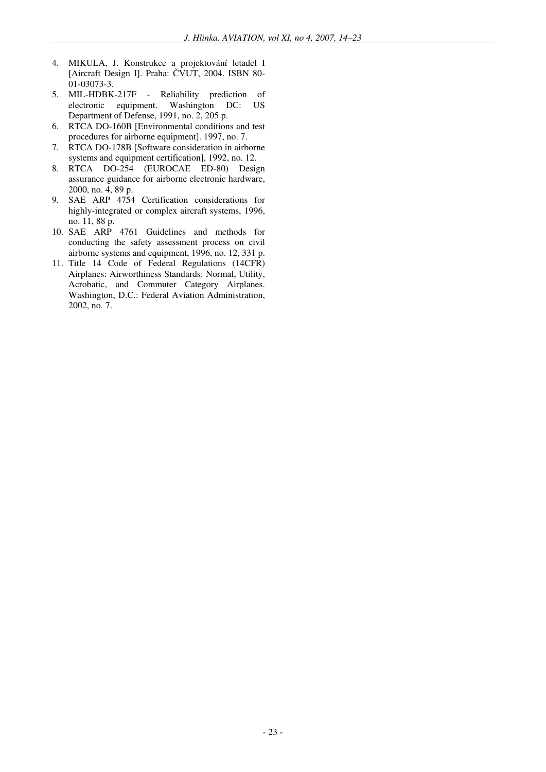4. MIKULA, J. Konstrukce a projektování letadel I [Aircraft Design I]. Praha: ČVUT, 2004. ISBN 80-01-03073-3.
5. MIL-HDBK-217F - Reliability prediction of electronic equipment. Washington DC: US Department of Defense, 1991, no. 2, 205 p.
6. RTCA DO-160B [Environmental conditions and test procedures for airborne equipment]. 1997, no. 7.
7. RTCA DO-178B [Software consideration in airborne systems and equipment certification], 1992, no. 12.
8. RTCA DO-254 (EUROCAE ED-80) Design assurance guidance for airborne electronic hardware, 2000, no. 4, 89 p.
9. SAE ARP 4754 Certification considerations for highly-integrated or complex aircraft systems, 1996, no. 11, 88 p.
10. SAE ARP 4761 Guidelines and methods for conducting the safety assessment process on civil airborne systems and equipment, 1996, no. 12, 331 p.
11. Title 14 Code of Federal Regulations (14CFR) Airplanes: Airworthiness Standards: Normal, Utility, Acrobatic, and Commuter Category Airplanes. Washington, D.C.: Federal Aviation Administration, 2002, no. 7.